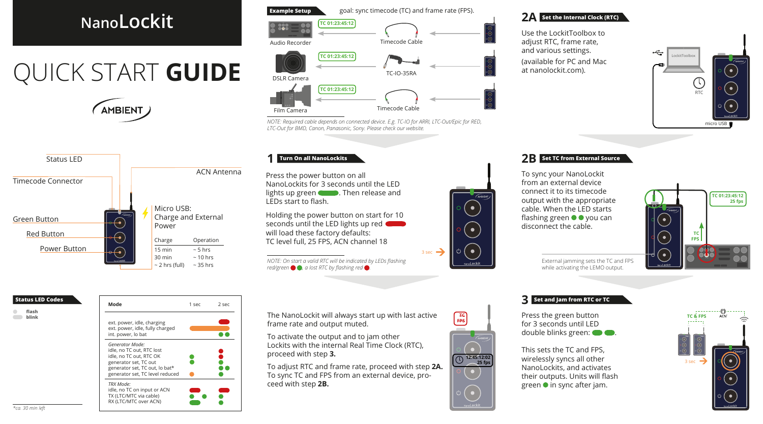# NanoLockit

# QUICK START GUIDE

AMBIENT

Status LED

Timecode Connector

ACN Antenna

Green Button

Red Button

Power Button

Micro USB:
Charge and External Power

| Charge | Operation |
|---|---|
| 15 min | ~ 5 hrs |
| 30 min | ~ 10 hrs |
| ~ 2 hrs (full) | ~ 35 hrs |

## Status LED Codes

flash
blink

| Mode | 1 sec | 2 sec |
|---|---|---|
| ext. power, idle, charging | | |
| ext. power, idle, fully charged | | |
| int. power, lo bat | | |
| *Generator Mode:* | | |
| idle, no TC out, RTC lost | | |
| idle, no TC out, RTC OK | | |
| generator set, TC out | | |
| generator set, TC out, lo bat* | | |
| generator set, TC level reduced | | |
| *TRX Mode:* | | |
| idle, no TC on input or ACN | | |
| TX (LTC/MTC via cable) | | |
| RX (LTC/MTC over ACN) | | |

*\*ca. 30 min left*

## Example Setup

goal: sync timecode (TC) and frame rate (FPS).

| Device | TC | Cable |
|---|---|---|
| Audio Recorder | TC 01:23:45:12 | Timecode Cable |
| DSLR Camera | TC 01:23:45:12 | TC-IO-35RA |
| Film Camera | TC 01:23:45:12 | Timecode Cable |

*NOTE: Required cable depends on connected device. E.g. TC-IO for ARRI, LTC-Out/Epic for RED, LTC-Out for BMD, Canon, Panasonic, Sony. Please check our website.*

## 1 Turn On all NanoLockits

Press the power button on all NanoLockits for 3 seconds until the LED lights up green. Then release and LEDs start to flash.

Holding the power button on start for 10 seconds until the LED lights up red will load these factory defaults:
TC level full, 25 FPS, ACN channel 18

3 sec

*NOTE: On start a valid RTC will be indicated by LEDs flashing red/green, a lost RTC by flashing red.*

The NanoLockit will always start up with last active frame rate and output muted.

To activate the output and to jam other Lockits with the internal Real Time Clock (RTC), proceed with step **3.**

To adjust RTC and frame rate, proceed with step **2A.** To sync TC and FPS from an external device, proceed with step **2B.**

TC FPS

12:45:12:02
25 fps

## 2A Set the Internal Clock (RTC)

Use the LockitToolbox to adjust RTC, frame rate, and various settings.

(available for PC and Mac at nanolockit.com).

LockitToolbox

RTC

micro USB

## 2B Set TC from External Source

To sync your NanoLockit from an external device connect it to its timecode output with the appropriate cable. When the LED starts flashing green you can disconnect the cable.

TC 01:23:45:12
25 fps

TC
FPS

External jamming sets the TC and FPS while activating the LEMO output.

## 3 Set and Jam from RTC or TC

Press the green button for 3 seconds until LED double blinks green.

This sets the TC and FPS, wirelessly syncs all other NanoLockits, and activates their outputs. Units will flash green in sync after jam.

TC & FPS

ACN

3 sec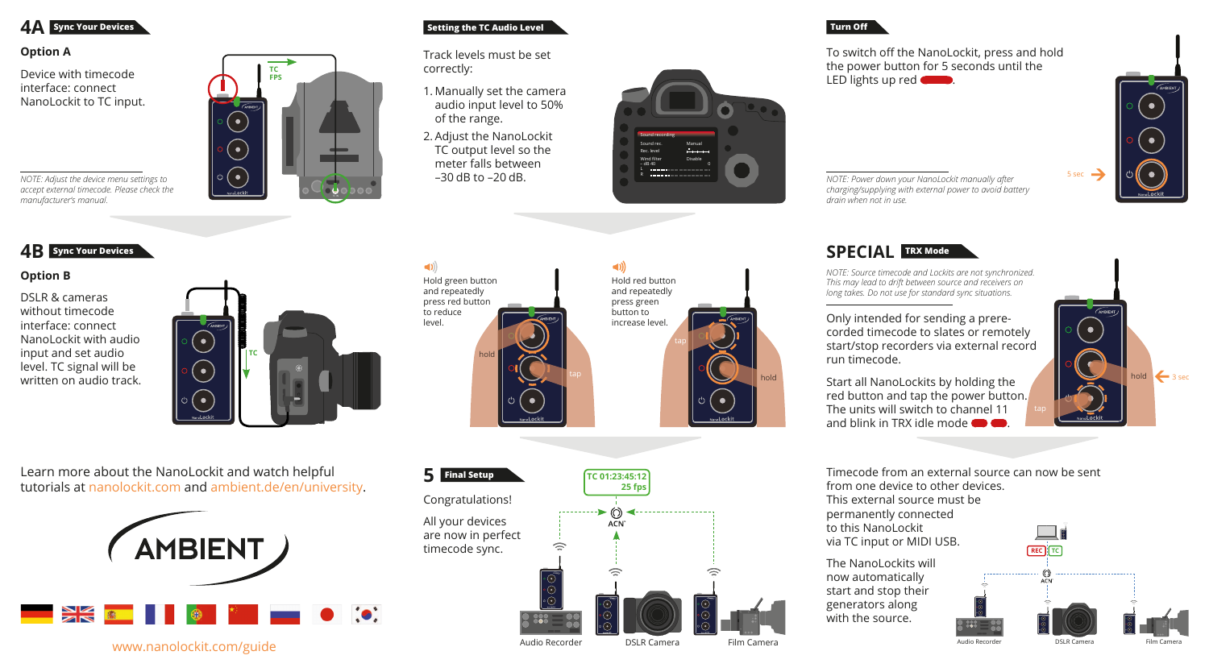## 4A Sync Your Devices

**Option A**

Device with timecode interface: connect NanoLockit to TC input.

*NOTE: Adjust the device menu settings to accept external timecode. Please check the manufacturer's manual.*

TC
FPS

## 4B Sync Your Devices

**Option B**

DSLR & cameras without timecode interface: connect NanoLockit with audio input and set audio level. TC signal will be written on audio track.

TC

Learn more about the NanoLockit and watch helpful tutorials at nanolockit.com and ambient.de/en/university.

AMBIENT

www.nanolockit.com/guide

## Setting the TC Audio Level

Track levels must be set correctly:

1. Manually set the camera audio input level to 50% of the range.
2. Adjust the NanoLockit TC output level so the meter fields between –30 dB to –20 dB.

Hold green button and repeatedly press red button to reduce level.

hold
tap

Hold red button and repeatedly press green button to increase level.

tap
hold

## 5 Final Setup

Congratulations!

All your devices are now in perfect timecode sync.

TC 01:23:45:12
25 fps

ACN

Audio Recorder
DSLR Camera
Film Camera

## Turn Off

To switch off the NanoLockit, press and hold the power button for 5 seconds until the LED lights up red.

*NOTE: Power down your NanoLockit manually after charging/supplying with external power to avoid battery drain when not in use.*

5 sec

## SPECIAL TRX Mode

*NOTE: Source timecode and Lockits are not synchronized. This may lead to drift between source and receivers on long takes. Do not use for standard sync situations.*

Only intended for sending a prerecorded timecode to slates or remotely start/stop recorders via external record run timecode.

Start all NanoLockits by holding the red button and tap the power button. The units will switch to channel 11 and blink in TRX idle mode.

hold
3 sec
tap

Timecode from an external source can now be sent from one device to other devices. This external source must be permanently connected to this NanoLockit via TC input or MIDI USB.

The NanoLockits will now automatically start and stop their generators along with the source.

REC
TC
ACN

Audio Recorder
DSLR Camera
Film Camera